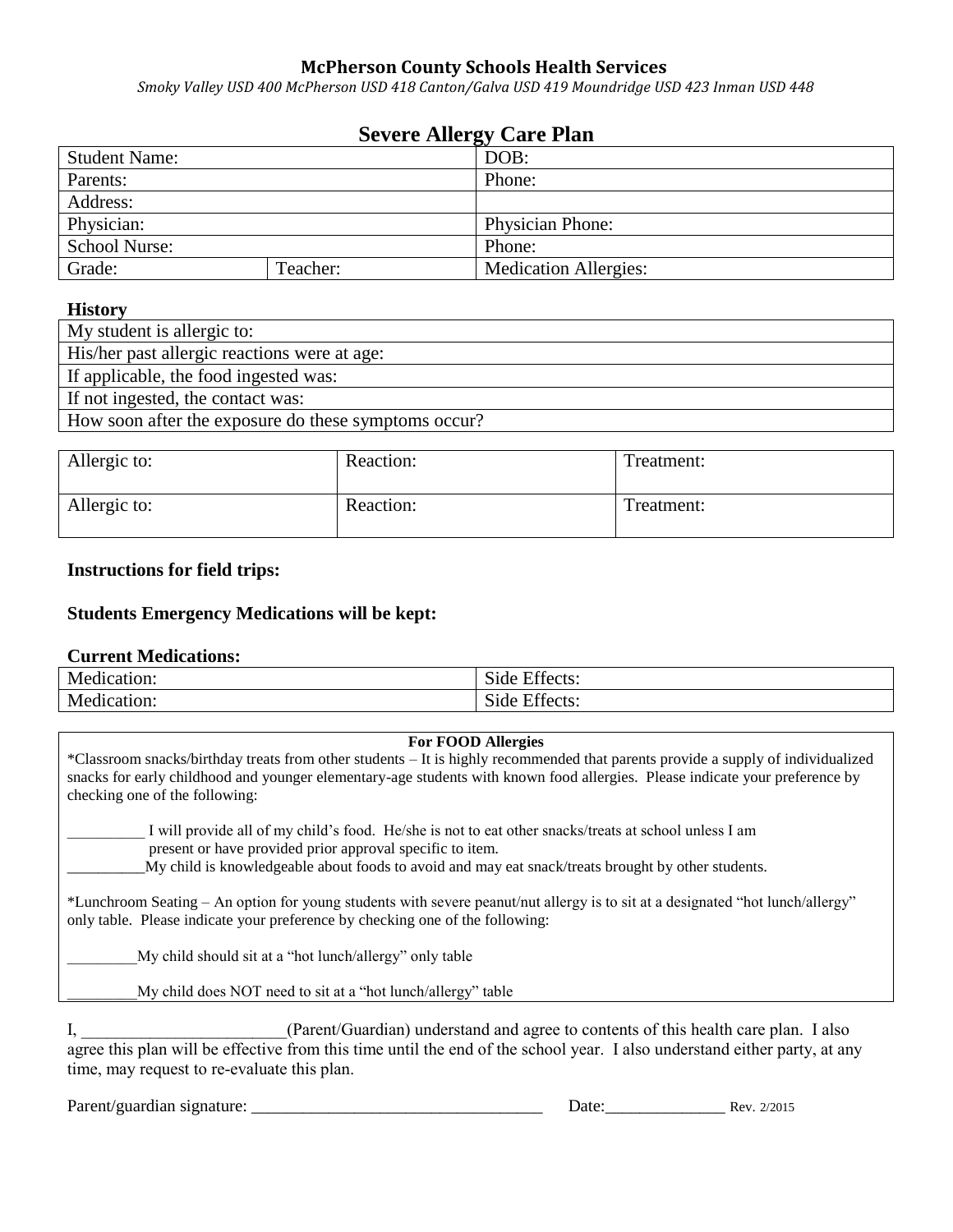**McPherson County Schools Health Services**

*Smoky Valley USD 400 McPherson USD 418 Canton/Galva USD 419 Moundridge USD 423 Inman USD 448*

# Severe Allergy Care Plan

| Student Name: | | DOB: |
|---|---|---|
| Parents: | | Phone: |
| Address: | | |
| Physician: | | Physician Phone: |
| School Nurse: | | Phone: |
| Grade: | Teacher: | Medication Allergies: |

**History**

| My student is allergic to: |
|---|
| His/her past allergic reactions were at age: |
| If applicable, the food ingested was: |
| If not ingested, the contact was: |
| How soon after the exposure do these symptoms occur? |

| Allergic to: | Reaction: | Treatment: |
|---|---|---|
| Allergic to: | Reaction: | Treatment: |

**Instructions for field trips:**

**Students Emergency Medications will be kept:**

**Current Medications:**

| Medication: | Side Effects: |
|---|---|
| Medication: | Side Effects: |

**For FOOD Allergies**

*Classroom snacks/birthday treats from other students – It is highly recommended that parents provide a supply of individualized snacks for early childhood and younger elementary-age students with known food allergies. Please indicate your preference by checking one of the following:

__________ I will provide all of my child's food. He/she is not to eat other snacks/treats at school unless I am present or have provided prior approval specific to item.

__________My child is knowledgeable about foods to avoid and may eat snack/treats brought by other students.

*Lunchroom Seating – An option for young students with severe peanut/nut allergy is to sit at a designated "hot lunch/allergy" only table. Please indicate your preference by checking one of the following:

_________My child should sit at a "hot lunch/allergy" only table

_________My child does NOT need to sit at a "hot lunch/allergy" table

I, ________________________(Parent/Guardian) understand and agree to contents of this health care plan. I also agree this plan will be effective from this time until the end of the school year. I also understand either party, at any time, may request to re-evaluate this plan.

Parent/guardian signature: ___________________________________ Date:______________ Rev. 2/2015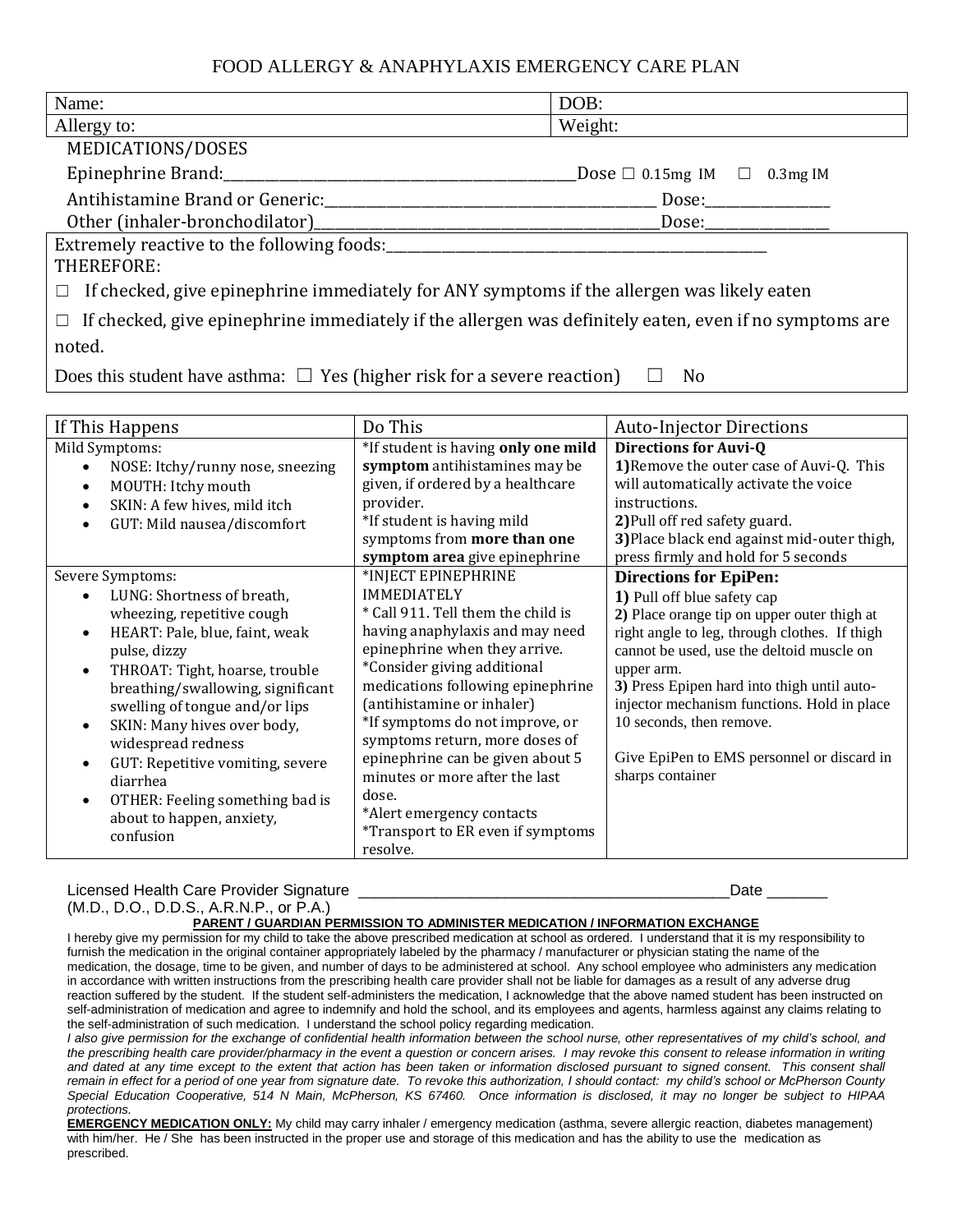# FOOD ALLERGY & ANAPHYLAXIS EMERGENCY CARE PLAN

| Name: | DOB: |
| --- | --- |
| Allergy to: | Weight: |

MEDICATIONS/DOSES

Epinephrine Brand:_______________________________________________Dose ☐ 0.15mg IM ☐ 0.3mg IM

Antihistamine Brand or Generic:____________________________________________ Dose:________________

Other (inhaler-bronchodilator)_____________________________________________Dose:________________

Extremely reactive to the following foods:_____________________________________________________

THEREFORE:

☐ If checked, give epinephrine immediately for ANY symptoms if the allergen was likely eaten

☐ If checked, give epinephrine immediately if the allergen was definitely eaten, even if no symptoms are noted.

Does this student have asthma: ☐ Yes (higher risk for a severe reaction) ☐ No

| If This Happens | Do This | Auto-Injector Directions |
| --- | --- | --- |
| Mild Symptoms:<br>• NOSE: Itchy/runny nose, sneezing<br>• MOUTH: Itchy mouth<br>• SKIN: A few hives, mild itch<br>• GUT: Mild nausea/discomfort | *If student is having **only one mild symptom** antihistamines may be given, if ordered by a healthcare provider.<br>*If student is having mild symptoms from **more than one symptom area** give epinephrine | **Directions for Auvi-Q**<br>**1)** Remove the outer case of Auvi-Q. This will automatically activate the voice instructions.<br>**2)** Pull off red safety guard.<br>**3)** Place black end against mid-outer thigh, press firmly and hold for 5 seconds |
| Severe Symptoms:<br>• LUNG: Shortness of breath, wheezing, repetitive cough<br>• HEART: Pale, blue, faint, weak pulse, dizzy<br>• THROAT: Tight, hoarse, trouble breathing/swallowing, significant swelling of tongue and/or lips<br>• SKIN: Many hives over body, widespread redness<br>• GUT: Repetitive vomiting, severe diarrhea<br>• OTHER: Feeling something bad is about to happen, anxiety, confusion | *INJECT EPINEPHRINE IMMEDIATELY<br>* Call 911. Tell them the child is having anaphylaxis and may need epinephrine when they arrive.<br>*Consider giving additional medications following epinephrine (antihistamine or inhaler)<br>*If symptoms do not improve, or symptoms return, more doses of epinephrine can be given about 5 minutes or more after the last dose.<br>*Alert emergency contacts<br>*Transport to ER even if symptoms resolve. | **Directions for EpiPen:**<br>**1)** Pull off blue safety cap<br>**2)** Place orange tip on upper outer thigh at right angle to leg, through clothes. If thigh cannot be used, use the deltoid muscle on upper arm.<br>**3)** Press Epipen hard into thigh until auto-injector mechanism functions. Hold in place 10 seconds, then remove.<br><br>Give EpiPen to EMS personnel or discard in sharps container |

Licensed Health Care Provider Signature ____________________________________________Date _______
(M.D., D.O., D.D.S., A.R.N.P., or P.A.)

**PARENT / GUARDIAN PERMISSION TO ADMINISTER MEDICATION / INFORMATION EXCHANGE**

I hereby give my permission for my child to take the above prescribed medication at school as ordered. I understand that it is my responsibility to furnish the medication in the original container appropriately labeled by the pharmacy / manufacturer or physician stating the name of the medication, the dosage, time to be given, and number of days to be administered at school. Any school employee who administers any medication in accordance with written instructions from the prescribing health care provider shall not be liable for damages as a result of any adverse drug reaction suffered by the student. If the student self-administers the medication, I acknowledge that the above named student has been instructed on self-administration of medication and agree to indemnify and hold the school, and its employees and agents, harmless against any claims relating to the self-administration of such medication. I understand the school policy regarding medication.

*I also give permission for the exchange of confidential health information between the school nurse, other representatives of my child's school, and the prescribing health care provider/pharmacy in the event a question or concern arises. I may revoke this consent to release information in writing and dated at any time except to the extent that action has been taken or information disclosed pursuant to signed consent. This consent shall remain in effect for a period of one year from signature date. To revoke this authorization, I should contact: my child's school or McPherson County Special Education Cooperative, 514 N Main, McPherson, KS 67460. Once information is disclosed, it may no longer be subject to HIPAA protections.*

**EMERGENCY MEDICATION ONLY:** My child may carry inhaler / emergency medication (asthma, severe allergic reaction, diabetes management) with him/her. He / She has been instructed in the proper use and storage of this medication and has the ability to use the medication as prescribed.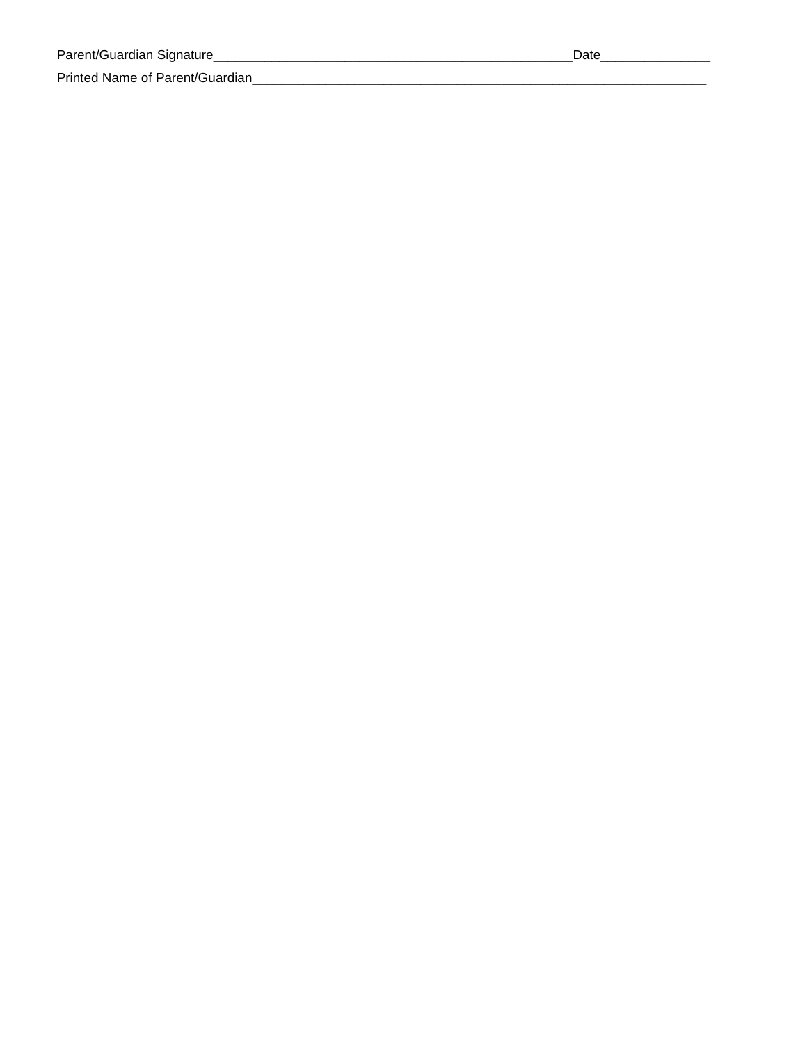Parent/Guardian Signature__________________________________________________Date_______________

Printed Name of Parent/Guardian_________________________________________________________________